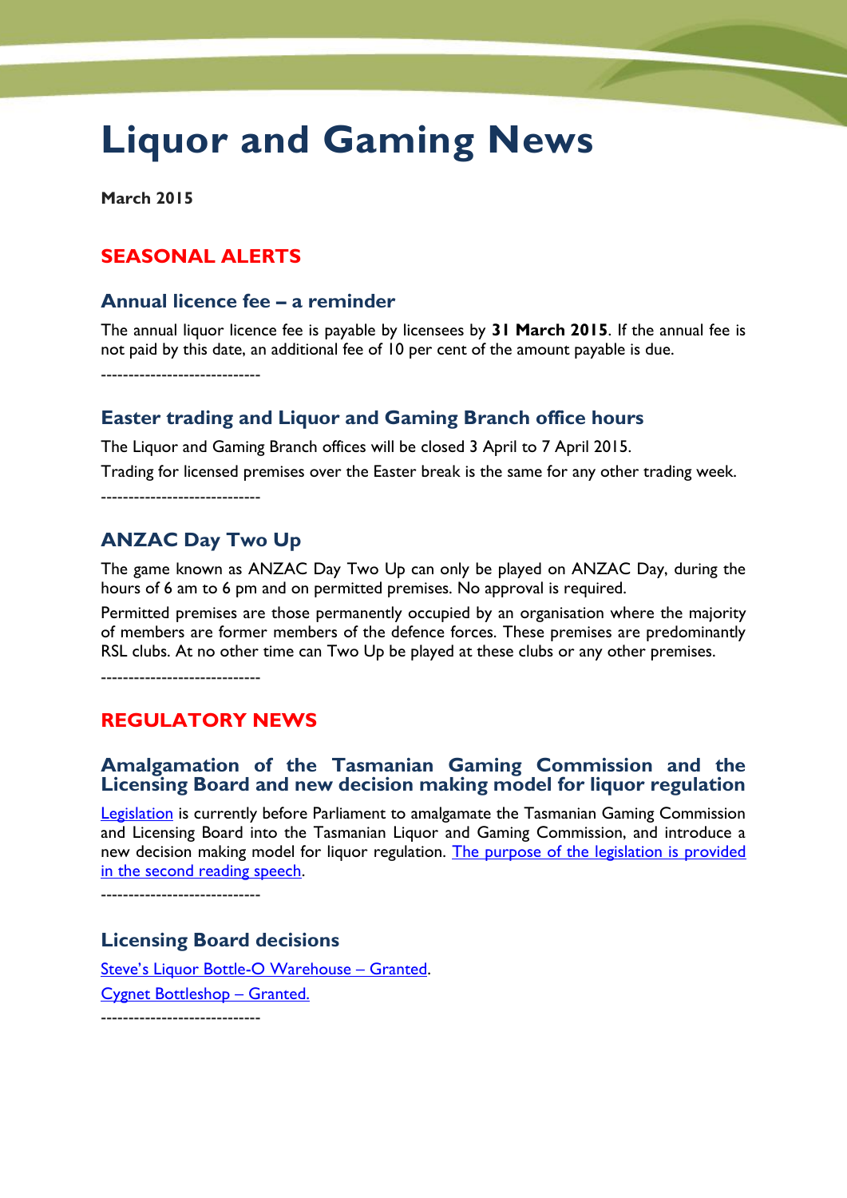# Liquor and Gaming News

**March 2015**

## SEASONAL ALERTS

### Annual licence fee – a reminder

The annual liquor licence fee is payable by licensees by **31 March 2015**. If the annual fee is not paid by this date, an additional fee of 10 per cent of the amount payable is due.

----------------------------

### Easter trading and Liquor and Gaming Branch office hours

The Liquor and Gaming Branch offices will be closed 3 April to 7 April 2015.

Trading for licensed premises over the Easter break is the same for any other trading week.

----------------------------

### ANZAC Day Two Up

The game known as ANZAC Day Two Up can only be played on ANZAC Day, during the hours of 6 am to 6 pm and on permitted premises. No approval is required.

Permitted premises are those permanently occupied by an organisation where the majority of members are former members of the defence forces. These premises are predominantly RSL clubs. At no other time can Two Up be played at these clubs or any other premises.

----------------------------

## REGULATORY NEWS

### Amalgamation of the Tasmanian Gaming Commission and the Licensing Board and new decision making model for liquor regulation

Legislation is currently before Parliament to amalgamate the Tasmanian Gaming Commission and Licensing Board into the Tasmanian Liquor and Gaming Commission, and introduce a new decision making model for liquor regulation. The purpose of the legislation is provided in the second reading speech.

----------------------------

### Licensing Board decisions

Steve's Liquor Bottle-O Warehouse – Granted.

Cygnet Bottleshop – Granted.

----------------------------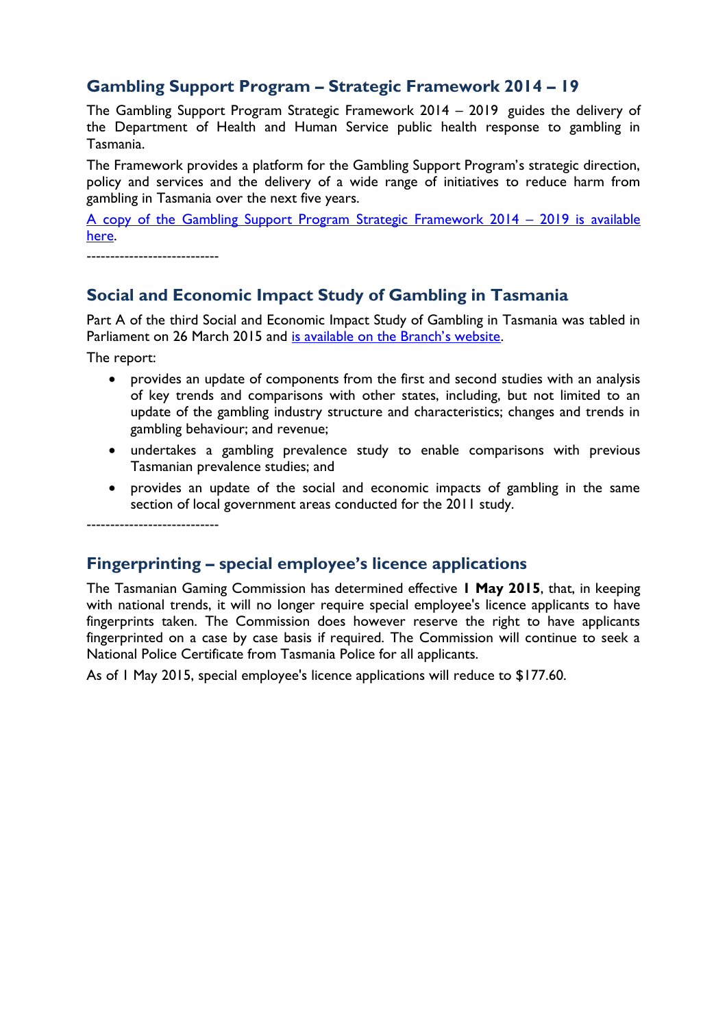## Gambling Support Program – Strategic Framework 2014 – 19

The Gambling Support Program Strategic Framework 2014 – 2019 guides the delivery of the Department of Health and Human Service public health response to gambling in Tasmania.

The Framework provides a platform for the Gambling Support Program's strategic direction, policy and services and the delivery of a wide range of initiatives to reduce harm from gambling in Tasmania over the next five years.

A copy of the Gambling Support Program Strategic Framework 2014 – 2019 is available here.

---------------------------

## Social and Economic Impact Study of Gambling in Tasmania

Part A of the third Social and Economic Impact Study of Gambling in Tasmania was tabled in Parliament on 26 March 2015 and is available on the Branch's website.

The report:

- provides an update of components from the first and second studies with an analysis of key trends and comparisons with other states, including, but not limited to an update of the gambling industry structure and characteristics; changes and trends in gambling behaviour; and revenue;
- undertakes a gambling prevalence study to enable comparisons with previous Tasmanian prevalence studies; and
- provides an update of the social and economic impacts of gambling in the same section of local government areas conducted for the 2011 study.

---------------------------

## Fingerprinting – special employee's licence applications

The Tasmanian Gaming Commission has determined effective **1 May 2015**, that, in keeping with national trends, it will no longer require special employee's licence applicants to have fingerprints taken. The Commission does however reserve the right to have applicants fingerprinted on a case by case basis if required. The Commission will continue to seek a National Police Certificate from Tasmania Police for all applicants.

As of 1 May 2015, special employee's licence applications will reduce to $177.60.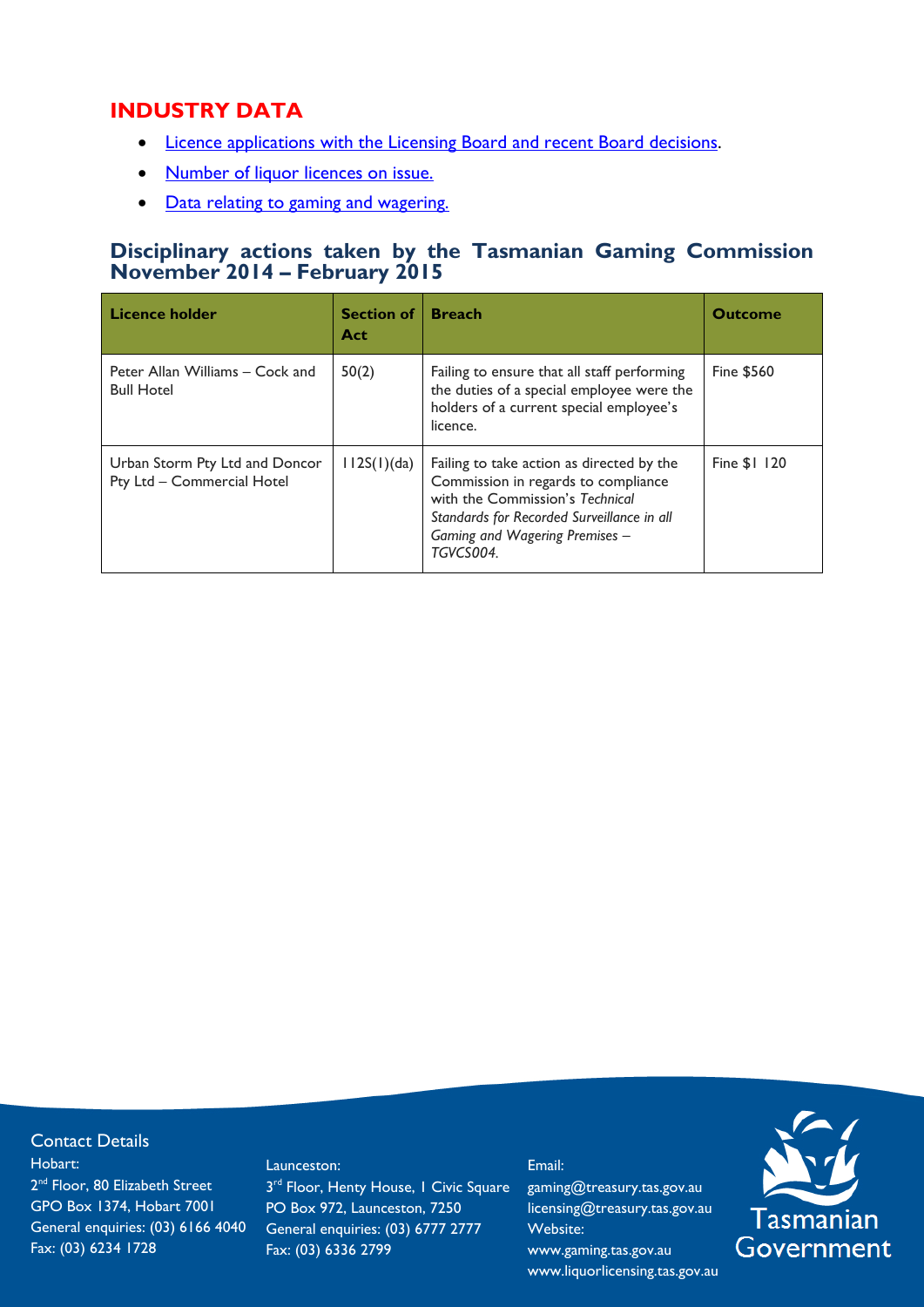## INDUSTRY DATA

- Licence applications with the Licensing Board and recent Board decisions.
- Number of liquor licences on issue.
- Data relating to gaming and wagering.

### Disciplinary actions taken by the Tasmanian Gaming Commission November 2014 – February 2015

| Licence holder | Section of Act | Breach | Outcome |
|---|---|---|---|
| Peter Allan Williams – Cock and Bull Hotel | 50(2) | Failing to ensure that all staff performing the duties of a special employee were the holders of a current special employee's licence. | Fine $560 |
| Urban Storm Pty Ltd and Doncor Pty Ltd – Commercial Hotel | 112S(1)(da) | Failing to take action as directed by the Commission in regards to compliance with the Commission's *Technical Standards for Recorded Surveillance in all Gaming and Wagering Premises – TGVCS004.* | Fine $1 120 |

Contact Details

Hobart:
2nd Floor, 80 Elizabeth Street
GPO Box 1374, Hobart 7001
General enquiries: (03) 6166 4040
Fax: (03) 6234 1728

Launceston:
3rd Floor, Henty House, 1 Civic Square
PO Box 972, Launceston, 7250
General enquiries: (03) 6777 2777
Fax: (03) 6336 2799

Email:
gaming@treasury.tas.gov.au
licensing@treasury.tas.gov.au
Website:
www.gaming.tas.gov.au
www.liquorlicensing.tas.gov.au

Tasmanian Government